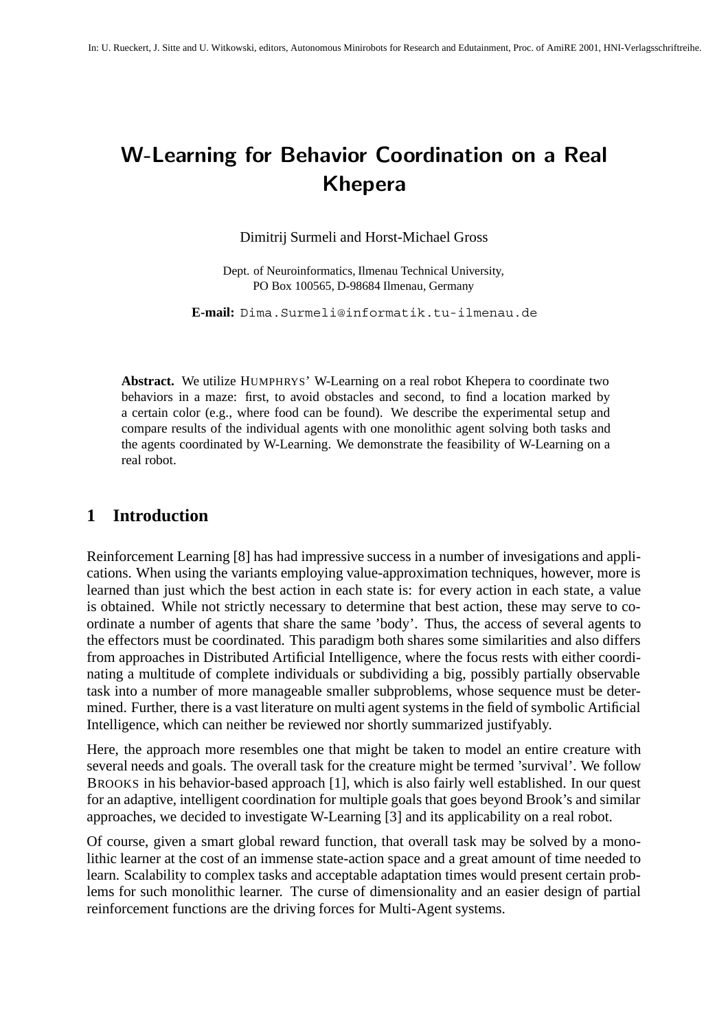In: U. Rueckert, J. Sitte and U. Witkowski, editors, Autonomous Minirobots for Research and Edutainment, Proc. of AmiRE 2001, HNI-Verlagsschriftreihe.

# W-Learning for Behavior Coordination on a Real Khepera

Dimitrij Surmeli and Horst-Michael Gross

Dept. of Neuroinformatics, Ilmenau Technical University,
PO Box 100565, D-98684 Ilmenau, Germany

**E-mail:** `Dima.Surmeli@informatik.tu-ilmenau.de`

**Abstract.** We utilize HUMPHRYS' W-Learning on a real robot Khepera to coordinate two behaviors in a maze: first, to avoid obstacles and second, to find a location marked by a certain color (e.g., where food can be found). We describe the experimental setup and compare results of the individual agents with one monolithic agent solving both tasks and the agents coordinated by W-Learning. We demonstrate the feasibility of W-Learning on a real robot.

## 1 Introduction

Reinforcement Learning [8] has had impressive success in a number of invesigations and applications. When using the variants employing value-approximation techniques, however, more is learned than just which the best action in each state is: for every action in each state, a value is obtained. While not strictly necessary to determine that best action, these may serve to coordinate a number of agents that share the same 'body'. Thus, the access of several agents to the effectors must be coordinated. This paradigm both shares some similarities and also differs from approaches in Distributed Artificial Intelligence, where the focus rests with either coordinating a multitude of complete individuals or subdividing a big, possibly partially observable task into a number of more manageable smaller subproblems, whose sequence must be determined. Further, there is a vast literature on multi agent systems in the field of symbolic Artificial Intelligence, which can neither be reviewed nor shortly summarized justifyably.

Here, the approach more resembles one that might be taken to model an entire creature with several needs and goals. The overall task for the creature might be termed 'survival'. We follow BROOKS in his behavior-based approach [1], which is also fairly well established. In our quest for an adaptive, intelligent coordination for multiple goals that goes beyond Brook's and similar approaches, we decided to investigate W-Learning [3] and its applicability on a real robot.

Of course, given a smart global reward function, that overall task may be solved by a monolithic learner at the cost of an immense state-action space and a great amount of time needed to learn. Scalability to complex tasks and acceptable adaptation times would present certain problems for such monolithic learner. The curse of dimensionality and an easier design of partial reinforcement functions are the driving forces for Multi-Agent systems.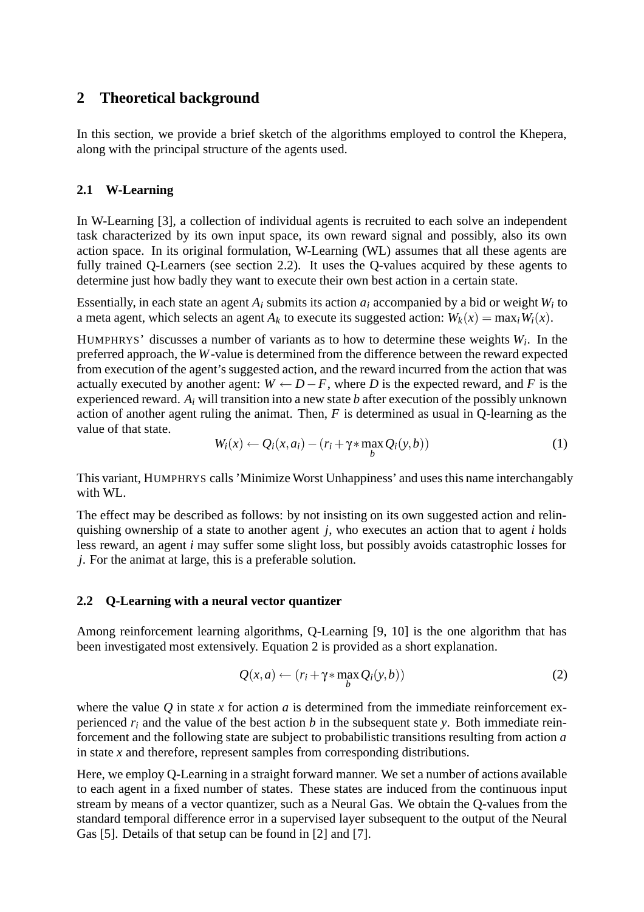## 2 Theoretical background

In this section, we provide a brief sketch of the algorithms employed to control the Khepera, along with the principal structure of the agents used.

### 2.1 W-Learning

In W-Learning [3], a collection of individual agents is recruited to each solve an independent task characterized by its own input space, its own reward signal and possibly, also its own action space. In its original formulation, W-Learning (WL) assumes that all these agents are fully trained Q-Learners (see section 2.2). It uses the Q-values acquired by these agents to determine just how badly they want to execute their own best action in a certain state.

Essentially, in each state an agent $A_i$ submits its action $a_i$ accompanied by a bid or weight $W_i$ to a meta agent, which selects an agent $A_k$ to execute its suggested action: $W_k(x) = \max_i W_i(x)$.

HUMPHRYS' discusses a number of variants as to how to determine these weights $W_i$. In the preferred approach, the $W$-value is determined from the difference between the reward expected from execution of the agent's suggested action, and the reward incurred from the action that was actually executed by another agent: $W \leftarrow D - F$, where $D$ is the expected reward, and $F$ is the experienced reward. $A_i$ will transition into a new state $b$ after execution of the possibly unknown action of another agent ruling the animat. Then, $F$ is determined as usual in Q-learning as the value of that state.

$$W_i(x) \leftarrow Q_i(x, a_i) - (r_i + \gamma * \max_b Q_i(y, b)) \tag{1}$$

This variant, HUMPHRYS calls 'Minimize Worst Unhappiness' and uses this name interchangably with WL.

The effect may be described as follows: by not insisting on its own suggested action and relinquishing ownership of a state to another agent $j$, who executes an action that to agent $i$ holds less reward, an agent $i$ may suffer some slight loss, but possibly avoids catastrophic losses for $j$. For the animat at large, this is a preferable solution.

### 2.2 Q-Learning with a neural vector quantizer

Among reinforcement learning algorithms, Q-Learning [9, 10] is the one algorithm that has been investigated most extensively. Equation 2 is provided as a short explanation.

$$Q(x, a) \leftarrow (r_i + \gamma * \max_b Q_i(y, b)) \tag{2}$$

where the value $Q$ in state $x$ for action $a$ is determined from the immediate reinforcement experienced $r_i$ and the value of the best action $b$ in the subsequent state $y$. Both immediate reinforcement and the following state are subject to probabilistic transitions resulting from action $a$ in state $x$ and therefore, represent samples from corresponding distributions.

Here, we employ Q-Learning in a straight forward manner. We set a number of actions available to each agent in a fixed number of states. These states are induced from the continuous input stream by means of a vector quantizer, such as a Neural Gas. We obtain the Q-values from the standard temporal difference error in a supervised layer subsequent to the output of the Neural Gas [5]. Details of that setup can be found in [2] and [7].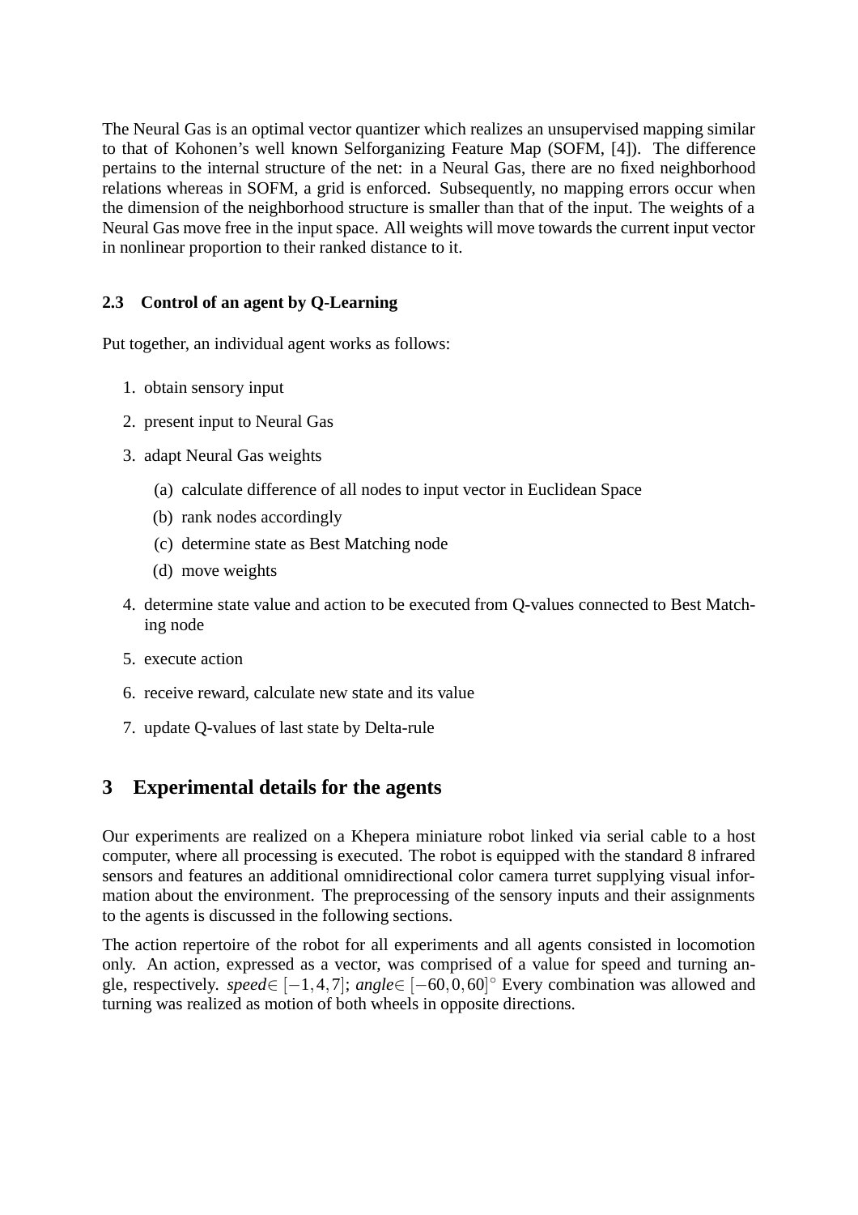The Neural Gas is an optimal vector quantizer which realizes an unsupervised mapping similar to that of Kohonen's well known Selforganizing Feature Map (SOFM, [4]). The difference pertains to the internal structure of the net: in a Neural Gas, there are no fixed neighborhood relations whereas in SOFM, a grid is enforced. Subsequently, no mapping errors occur when the dimension of the neighborhood structure is smaller than that of the input. The weights of a Neural Gas move free in the input space. All weights will move towards the current input vector in nonlinear proportion to their ranked distance to it.

### 2.3 Control of an agent by Q-Learning

Put together, an individual agent works as follows:

1. obtain sensory input
2. present input to Neural Gas
3. adapt Neural Gas weights
   (a) calculate difference of all nodes to input vector in Euclidean Space
   (b) rank nodes accordingly
   (c) determine state as Best Matching node
   (d) move weights
4. determine state value and action to be executed from Q-values connected to Best Matching node
5. execute action
6. receive reward, calculate new state and its value
7. update Q-values of last state by Delta-rule

## 3 Experimental details for the agents

Our experiments are realized on a Khepera miniature robot linked via serial cable to a host computer, where all processing is executed. The robot is equipped with the standard 8 infrared sensors and features an additional omnidirectional color camera turret supplying visual information about the environment. The preprocessing of the sensory inputs and their assignments to the agents is discussed in the following sections.

The action repertoire of the robot for all experiments and all agents consisted in locomotion only. An action, expressed as a vector, was comprised of a value for speed and turning angle, respectively. *speed*$\in [-1, 4, 7]$; *angle*$\in [-60, 0, 60]^{\circ}$ Every combination was allowed and turning was realized as motion of both wheels in opposite directions.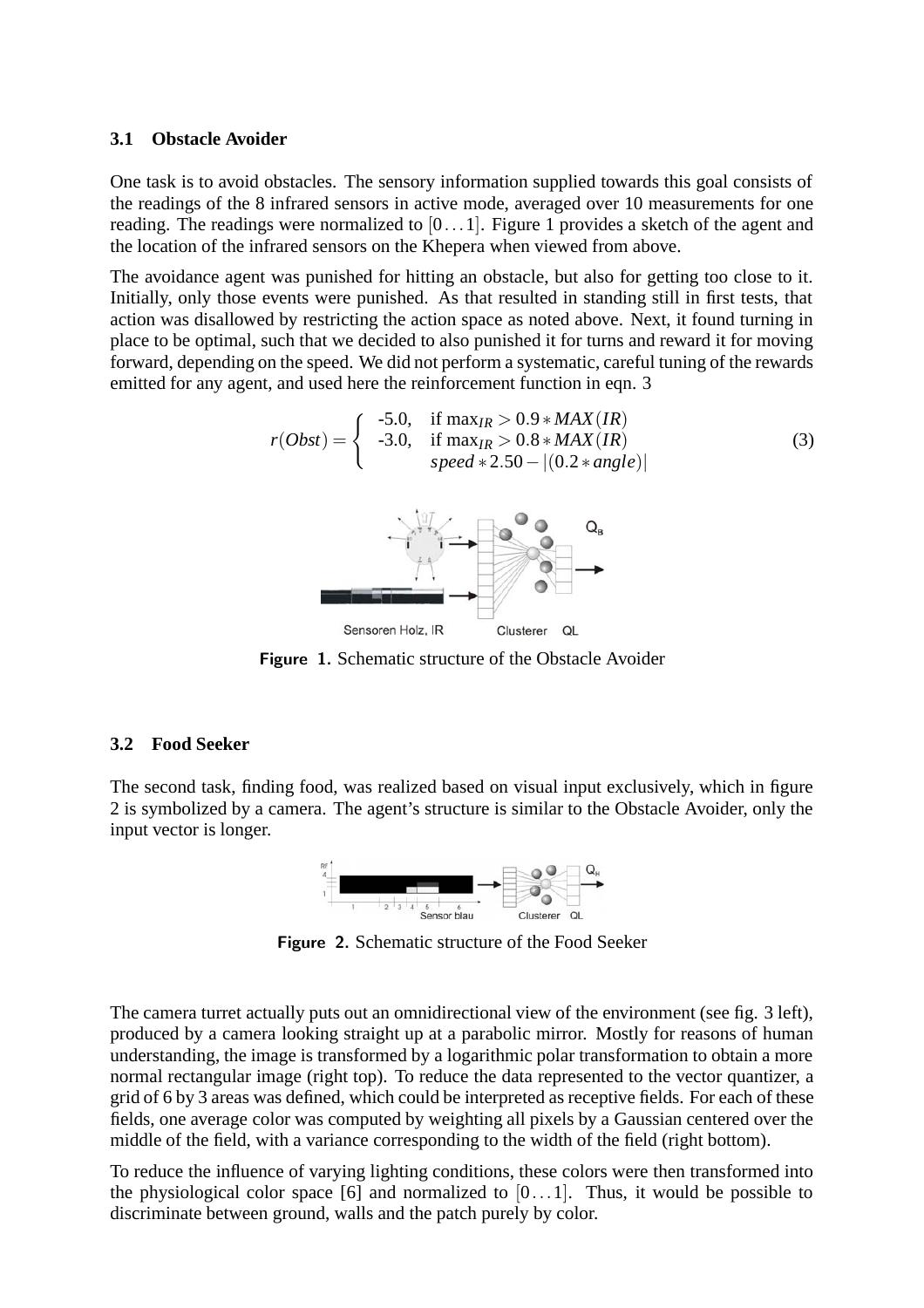### 3.1 Obstacle Avoider

One task is to avoid obstacles. The sensory information supplied towards this goal consists of the readings of the 8 infrared sensors in active mode, averaged over 10 measurements for one reading. The readings were normalized to $[0 \ldots 1]$. Figure 1 provides a sketch of the agent and the location of the infrared sensors on the Khepera when viewed from above.

The avoidance agent was punished for hitting an obstacle, but also for getting too close to it. Initially, only those events were punished. As that resulted in standing still in first tests, that action was disallowed by restricting the action space as noted above. Next, it found turning in place to be optimal, such that we decided to also punished it for turns and reward it for moving forward, depending on the speed. We did not perform a systematic, careful tuning of the rewards emitted for any agent, and used here the reinforcement function in eqn. 3

$$r(Obst) = \begin{cases} \text{-5.0}, & \text{if } \max_{IR} > 0.9 * MAX(IR) \\ \text{-3.0}, & \text{if } \max_{IR} > 0.8 * MAX(IR) \\ & speed * 2.50 - |(0.2 * angle)| \end{cases} \tag{3}$$

**Figure 1.** Schematic structure of the Obstacle Avoider

### 3.2 Food Seeker

The second task, finding food, was realized based on visual input exclusively, which in figure 2 is symbolized by a camera. The agent's structure is similar to the Obstacle Avoider, only the input vector is longer.

**Figure 2.** Schematic structure of the Food Seeker

The camera turret actually puts out an omnidirectional view of the environment (see fig. 3 left), produced by a camera looking straight up at a parabolic mirror. Mostly for reasons of human understanding, the image is transformed by a logarithmic polar transformation to obtain a more normal rectangular image (right top). To reduce the data represented to the vector quantizer, a grid of 6 by 3 areas was defined, which could be interpreted as receptive fields. For each of these fields, one average color was computed by weighting all pixels by a Gaussian centered over the middle of the field, with a variance corresponding to the width of the field (right bottom).

To reduce the influence of varying lighting conditions, these colors were then transformed into the physiological color space [6] and normalized to $[0 \ldots 1]$. Thus, it would be possible to discriminate between ground, walls and the patch purely by color.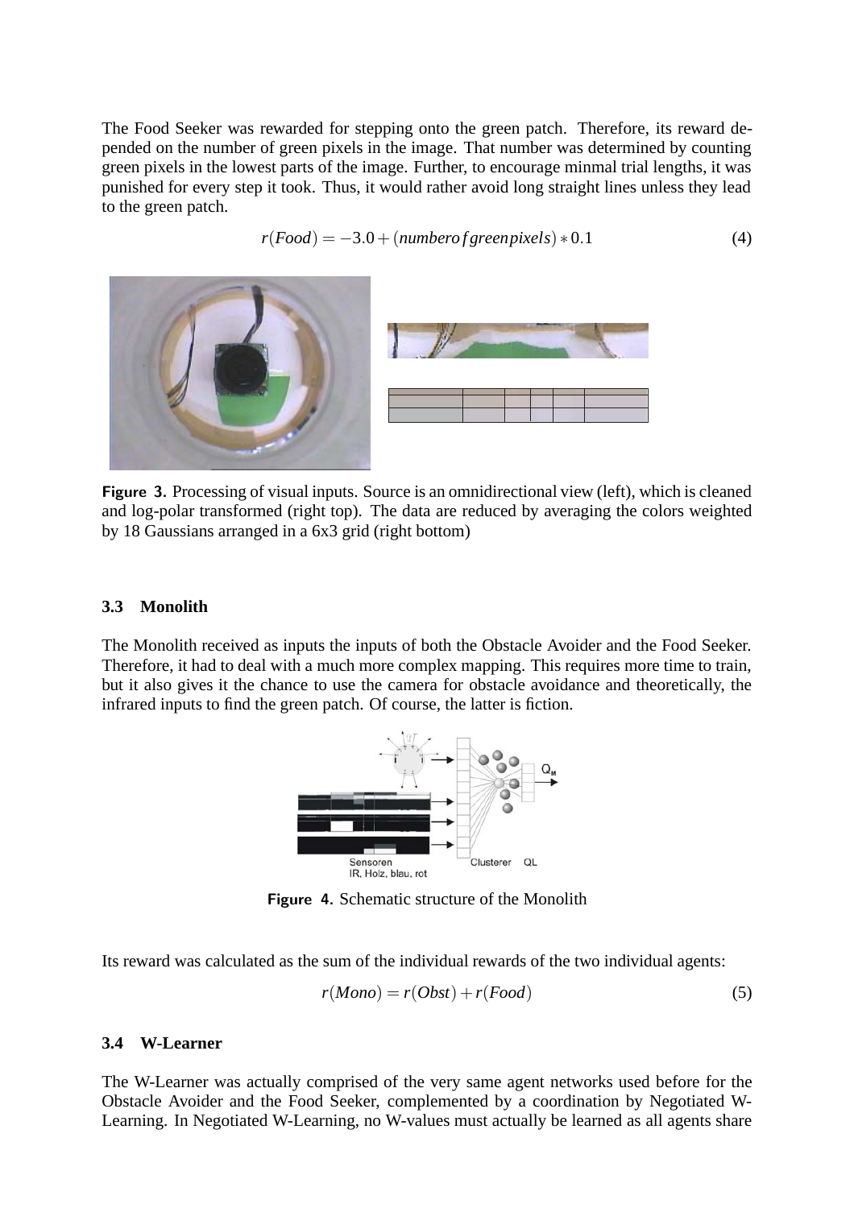The Food Seeker was rewarded for stepping onto the green patch. Therefore, its reward depended on the number of green pixels in the image. That number was determined by counting green pixels in the lowest parts of the image. Further, to encourage minmal trial lengths, it was punished for every step it took. Thus, it would rather avoid long straight lines unless they lead to the green patch.

$$r(Food) = -3.0 + (numberofgreenpixels) * 0.1 \quad (4)$$

**Figure 3.** Processing of visual inputs. Source is an omnidirectional view (left), which is cleaned and log-polar transformed (right top). The data are reduced by averaging the colors weighted by 18 Gaussians arranged in a 6x3 grid (right bottom)

### 3.3 Monolith

The Monolith received as inputs the inputs of both the Obstacle Avoider and the Food Seeker. Therefore, it had to deal with a much more complex mapping. This requires more time to train, but it also gives it the chance to use the camera for obstacle avoidance and theoretically, the infrared inputs to find the green patch. Of course, the latter is fiction.

**Figure 4.** Schematic structure of the Monolith

Its reward was calculated as the sum of the individual rewards of the two individual agents:

$$r(Mono) = r(Obst) + r(Food) \quad (5)$$

### 3.4 W-Learner

The W-Learner was actually comprised of the very same agent networks used before for the Obstacle Avoider and the Food Seeker, complemented by a coordination by Negotiated W-Learning. In Negotiated W-Learning, no W-values must actually be learned as all agents share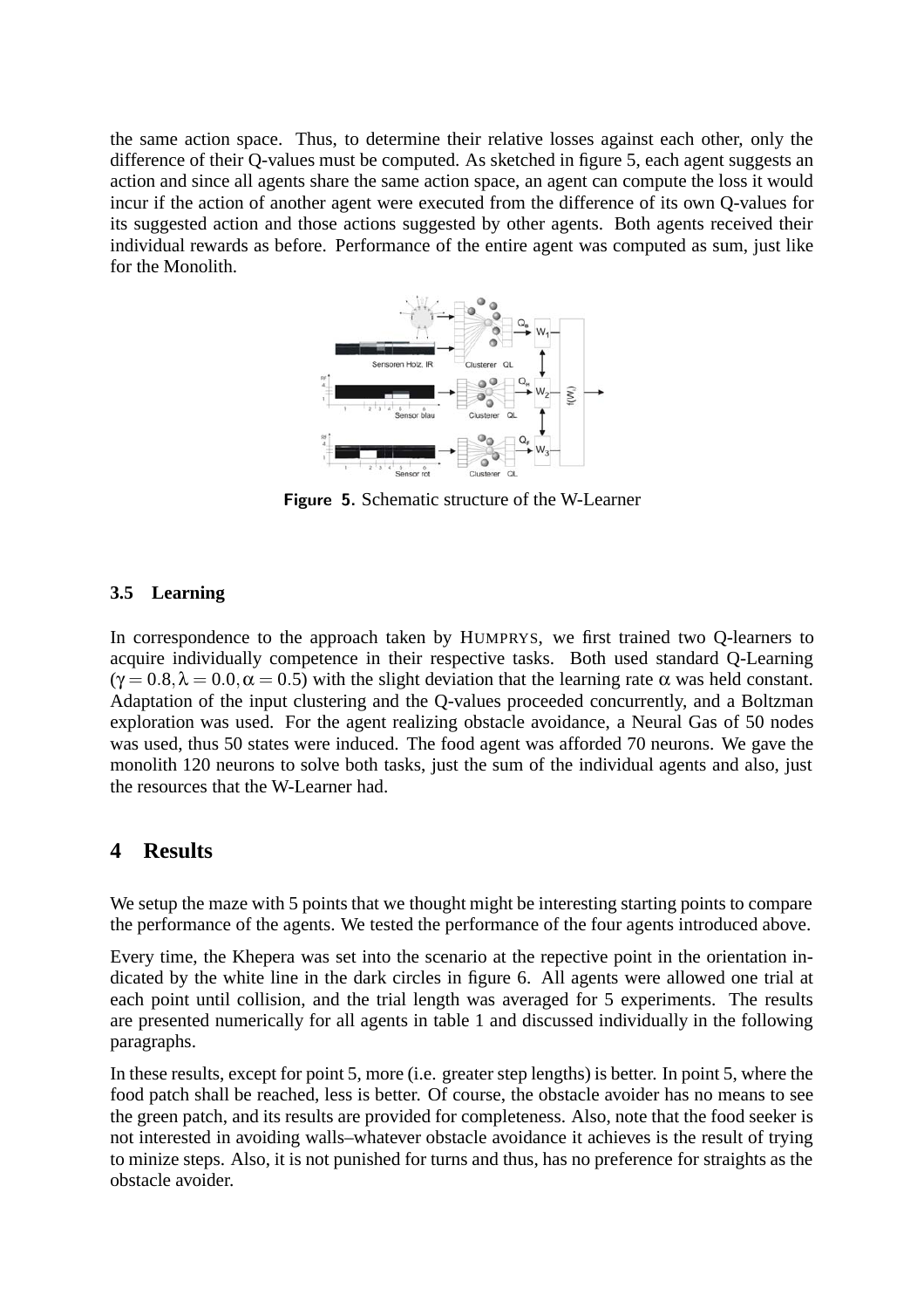the same action space. Thus, to determine their relative losses against each other, only the difference of their Q-values must be computed. As sketched in figure 5, each agent suggests an action and since all agents share the same action space, an agent can compute the loss it would incur if the action of another agent were executed from the difference of its own Q-values for its suggested action and those actions suggested by other agents. Both agents received their individual rewards as before. Performance of the entire agent was computed as sum, just like for the Monolith.

**Figure 5.** Schematic structure of the W-Learner

### 3.5 Learning

In correspondence to the approach taken by HUMPRYS, we first trained two Q-learners to acquire individually competence in their respective tasks. Both used standard Q-Learning ($\gamma = 0.8, \lambda = 0.0, \alpha = 0.5$) with the slight deviation that the learning rate $\alpha$ was held constant. Adaptation of the input clustering and the Q-values proceeded concurrently, and a Boltzman exploration was used. For the agent realizing obstacle avoidance, a Neural Gas of 50 nodes was used, thus 50 states were induced. The food agent was afforded 70 neurons. We gave the monolith 120 neurons to solve both tasks, just the sum of the individual agents and also, just the resources that the W-Learner had.

## 4 Results

We setup the maze with 5 points that we thought might be interesting starting points to compare the performance of the agents. We tested the performance of the four agents introduced above.

Every time, the Khepera was set into the scenario at the repective point in the orientation indicated by the white line in the dark circles in figure 6. All agents were allowed one trial at each point until collision, and the trial length was averaged for 5 experiments. The results are presented numerically for all agents in table 1 and discussed individually in the following paragraphs.

In these results, except for point 5, more (i.e. greater step lengths) is better. In point 5, where the food patch shall be reached, less is better. Of course, the obstacle avoider has no means to see the green patch, and its results are provided for completeness. Also, note that the food seeker is not interested in avoiding walls–whatever obstacle avoidance it achieves is the result of trying to minize steps. Also, it is not punished for turns and thus, has no preference for straights as the obstacle avoider.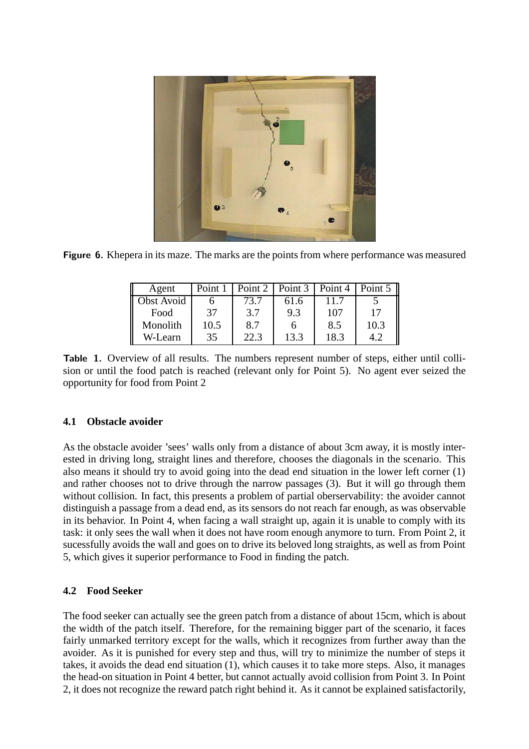**Figure 6.** Khepera in its maze. The marks are the points from where performance was measured

| Agent | Point 1 | Point 2 | Point 3 | Point 4 | Point 5 |
|---|---|---|---|---|---|
| Obst Avoid | 6 | 73.7 | 61.6 | 11.7 | 5 |
| Food | 37 | 3.7 | 9.3 | 107 | 17 |
| Monolith | 10.5 | 8.7 | 6 | 8.5 | 10.3 |
| W-Learn | 35 | 22.3 | 13.3 | 18.3 | 4.2 |

**Table 1.** Overview of all results. The numbers represent number of steps, either until collision or until the food patch is reached (relevant only for Point 5). No agent ever seized the opportunity for food from Point 2

### 4.1 Obstacle avoider

As the obstacle avoider 'sees' walls only from a distance of about 3cm away, it is mostly interested in driving long, straight lines and therefore, chooses the diagonals in the scenario. This also means it should try to avoid going into the dead end situation in the lower left corner (1) and rather chooses not to drive through the narrow passages (3). But it will go through them without collision. In fact, this presents a problem of partial oberservability: the avoider cannot distinguish a passage from a dead end, as its sensors do not reach far enough, as was observable in its behavior. In Point 4, when facing a wall straight up, again it is unable to comply with its task: it only sees the wall when it does not have room enough anymore to turn. From Point 2, it sucessfully avoids the wall and goes on to drive its beloved long straights, as well as from Point 5, which gives it superior performance to Food in finding the patch.

### 4.2 Food Seeker

The food seeker can actually see the green patch from a distance of about 15cm, which is about the width of the patch itself. Therefore, for the remaining bigger part of the scenario, it faces fairly unmarked territory except for the walls, which it recognizes from further away than the avoider. As it is punished for every step and thus, will try to minimize the number of steps it takes, it avoids the dead end situation (1), which causes it to take more steps. Also, it manages the head-on situation in Point 4 better, but cannot actually avoid collision from Point 3. In Point 2, it does not recognize the reward patch right behind it. As it cannot be explained satisfactorily,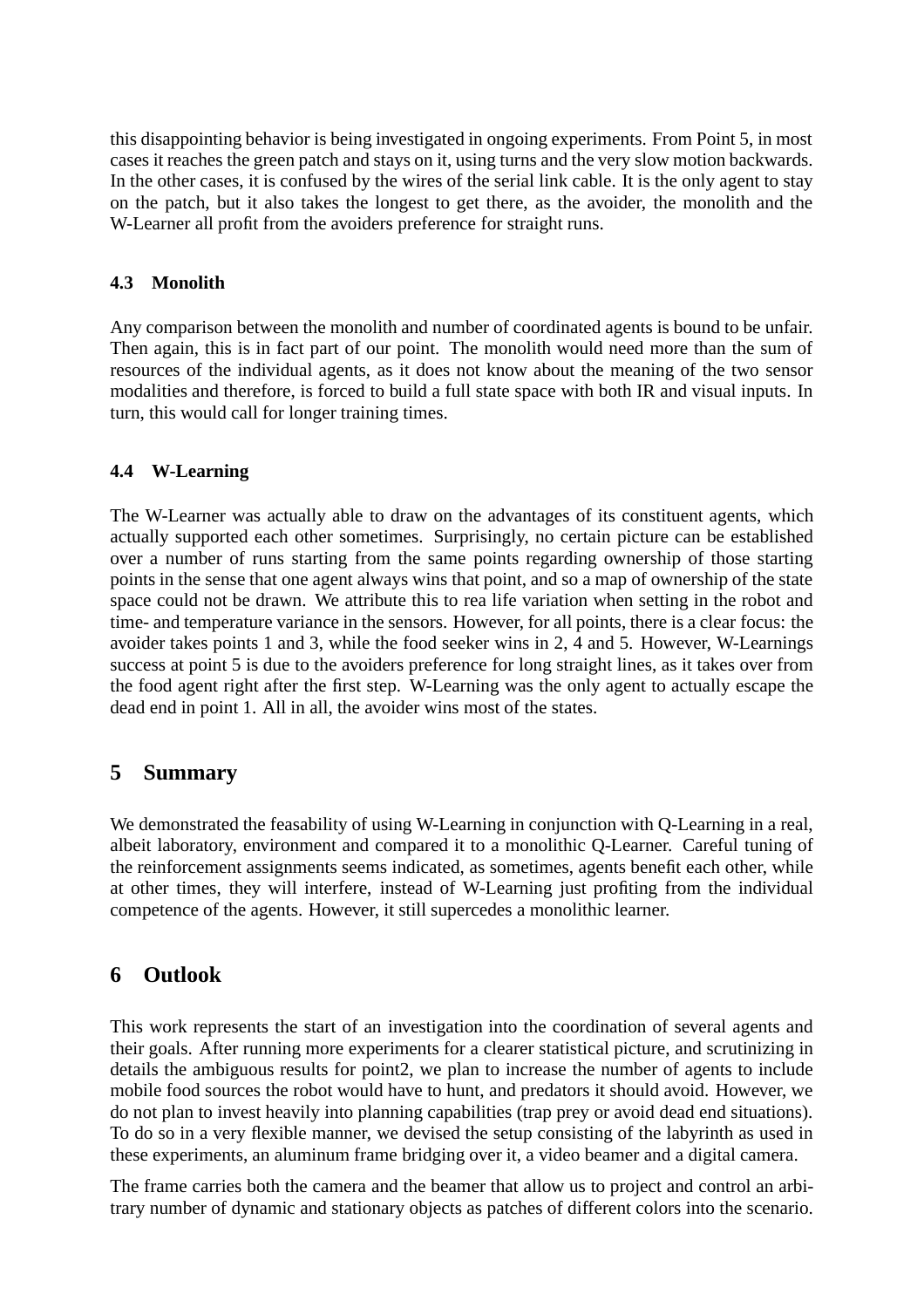this disappointing behavior is being investigated in ongoing experiments. From Point 5, in most cases it reaches the green patch and stays on it, using turns and the very slow motion backwards. In the other cases, it is confused by the wires of the serial link cable. It is the only agent to stay on the patch, but it also takes the longest to get there, as the avoider, the monolith and the W-Learner all profit from the avoiders preference for straight runs.

### 4.3 Monolith

Any comparison between the monolith and number of coordinated agents is bound to be unfair. Then again, this is in fact part of our point. The monolith would need more than the sum of resources of the individual agents, as it does not know about the meaning of the two sensor modalities and therefore, is forced to build a full state space with both IR and visual inputs. In turn, this would call for longer training times.

### 4.4 W-Learning

The W-Learner was actually able to draw on the advantages of its constituent agents, which actually supported each other sometimes. Surprisingly, no certain picture can be established over a number of runs starting from the same points regarding ownership of those starting points in the sense that one agent always wins that point, and so a map of ownership of the state space could not be drawn. We attribute this to rea life variation when setting in the robot and time- and temperature variance in the sensors. However, for all points, there is a clear focus: the avoider takes points 1 and 3, while the food seeker wins in 2, 4 and 5. However, W-Learnings success at point 5 is due to the avoiders preference for long straight lines, as it takes over from the food agent right after the first step. W-Learning was the only agent to actually escape the dead end in point 1. All in all, the avoider wins most of the states.

## 5 Summary

We demonstrated the feasability of using W-Learning in conjunction with Q-Learning in a real, albeit laboratory, environment and compared it to a monolithic Q-Learner. Careful tuning of the reinforcement assignments seems indicated, as sometimes, agents benefit each other, while at other times, they will interfere, instead of W-Learning just profiting from the individual competence of the agents. However, it still supercedes a monolithic learner.

## 6 Outlook

This work represents the start of an investigation into the coordination of several agents and their goals. After running more experiments for a clearer statistical picture, and scrutinizing in details the ambiguous results for point2, we plan to increase the number of agents to include mobile food sources the robot would have to hunt, and predators it should avoid. However, we do not plan to invest heavily into planning capabilities (trap prey or avoid dead end situations). To do so in a very flexible manner, we devised the setup consisting of the labyrinth as used in these experiments, an aluminum frame bridging over it, a video beamer and a digital camera.

The frame carries both the camera and the beamer that allow us to project and control an arbitrary number of dynamic and stationary objects as patches of different colors into the scenario.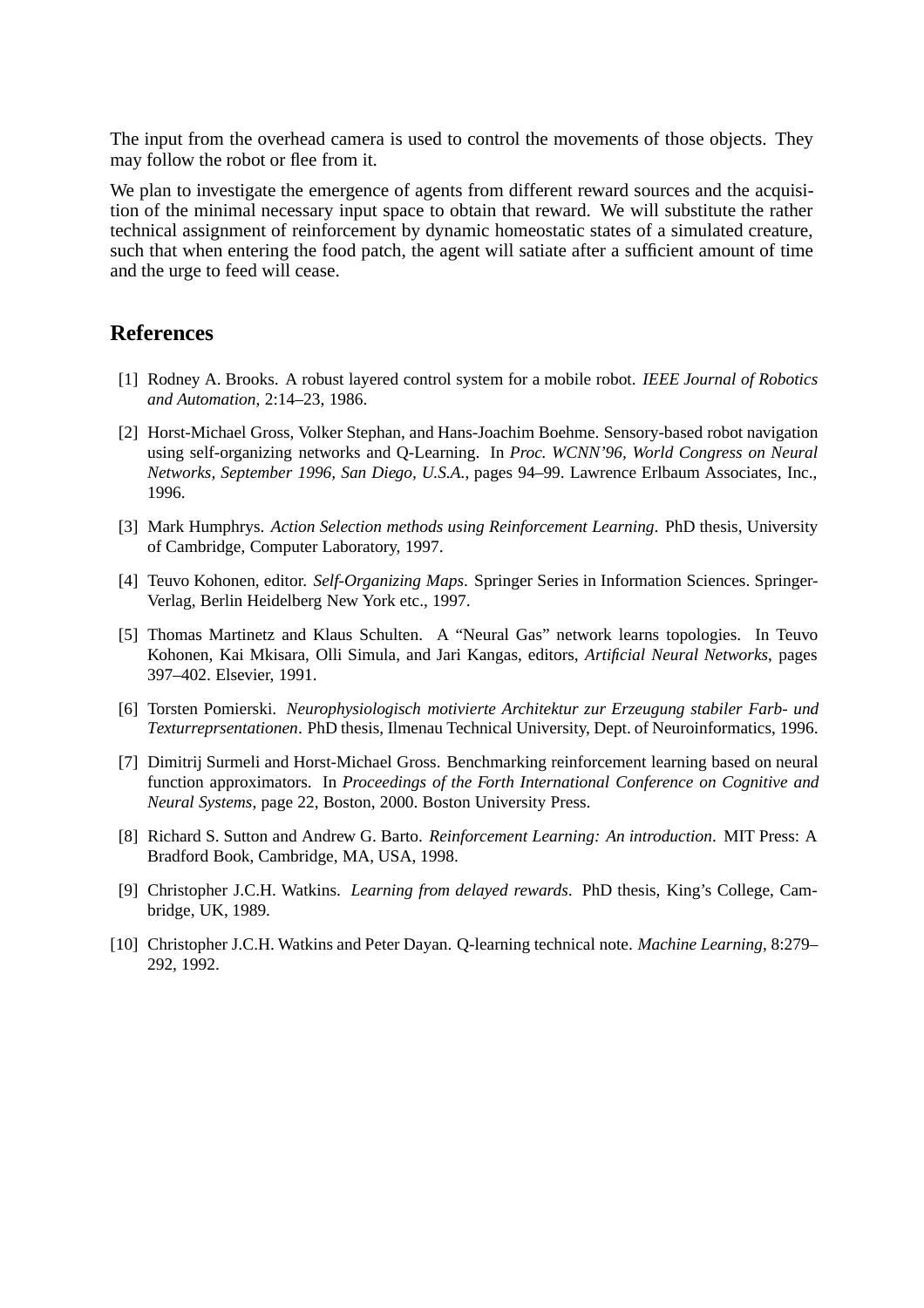The input from the overhead camera is used to control the movements of those objects. They may follow the robot or flee from it.

We plan to investigate the emergence of agents from different reward sources and the acquisition of the minimal necessary input space to obtain that reward. We will substitute the rather technical assignment of reinforcement by dynamic homeostatic states of a simulated creature, such that when entering the food patch, the agent will satiate after a sufficient amount of time and the urge to feed will cease.

## References

[1] Rodney A. Brooks. A robust layered control system for a mobile robot. *IEEE Journal of Robotics and Automation*, 2:14–23, 1986.

[2] Horst-Michael Gross, Volker Stephan, and Hans-Joachim Boehme. Sensory-based robot navigation using self-organizing networks and Q-Learning. In *Proc. WCNN'96, World Congress on Neural Networks, September 1996, San Diego, U.S.A.*, pages 94–99. Lawrence Erlbaum Associates, Inc., 1996.

[3] Mark Humphrys. *Action Selection methods using Reinforcement Learning*. PhD thesis, University of Cambridge, Computer Laboratory, 1997.

[4] Teuvo Kohonen, editor. *Self-Organizing Maps*. Springer Series in Information Sciences. Springer-Verlag, Berlin Heidelberg New York etc., 1997.

[5] Thomas Martinetz and Klaus Schulten. A "Neural Gas" network learns topologies. In Teuvo Kohonen, Kai Mkisara, Olli Simula, and Jari Kangas, editors, *Artificial Neural Networks*, pages 397–402. Elsevier, 1991.

[6] Torsten Pomierski. *Neurophysiologisch motivierte Architektur zur Erzeugung stabiler Farb- und Texturreprsentationen*. PhD thesis, Ilmenau Technical University, Dept. of Neuroinformatics, 1996.

[7] Dimitrij Surmeli and Horst-Michael Gross. Benchmarking reinforcement learning based on neural function approximators. In *Proceedings of the Forth International Conference on Cognitive and Neural Systems*, page 22, Boston, 2000. Boston University Press.

[8] Richard S. Sutton and Andrew G. Barto. *Reinforcement Learning: An introduction*. MIT Press: A Bradford Book, Cambridge, MA, USA, 1998.

[9] Christopher J.C.H. Watkins. *Learning from delayed rewards*. PhD thesis, King's College, Cambridge, UK, 1989.

[10] Christopher J.C.H. Watkins and Peter Dayan. Q-learning technical note. *Machine Learning*, 8:279–292, 1992.